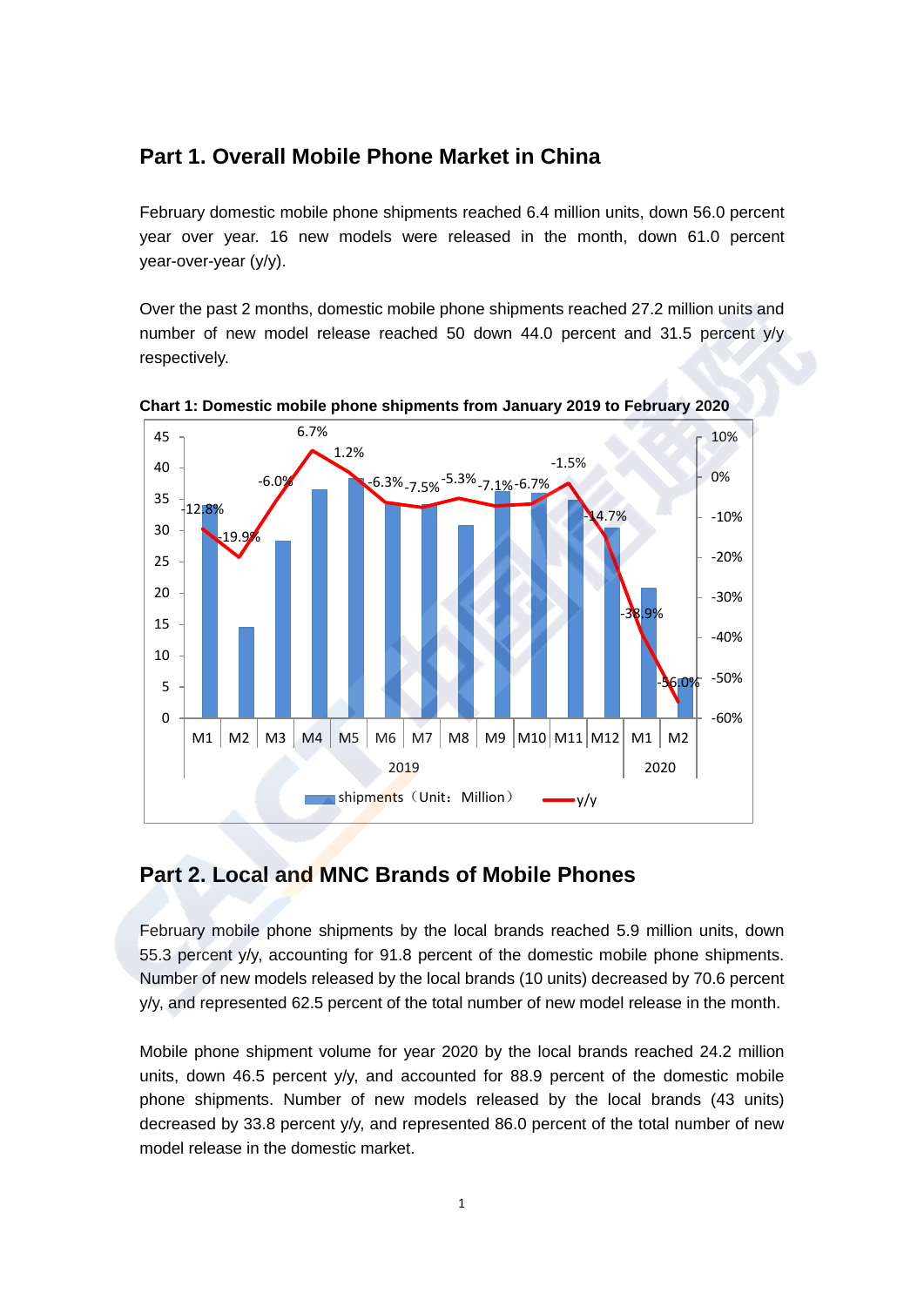## Part 1. Overall Mobile Phone Market in China

February domestic mobile phone shipments reached 6.4 million units, down 56.0 percent year over year. 16 new models were released in the month, down 61.0 percent year-over-year (y/y).

Over the past 2 months, domestic mobile phone shipments reached 27.2 million units and number of new model release reached 50 down 44.0 percent and 31.5 percent y/y respectively.

**Chart 1: Domestic mobile phone shipments from January 2019 to February 2020**

## Part 2. Local and MNC Brands of Mobile Phones

February mobile phone shipments by the local brands reached 5.9 million units, down 55.3 percent y/y, accounting for 91.8 percent of the domestic mobile phone shipments. Number of new models released by the local brands (10 units) decreased by 70.6 percent y/y, and represented 62.5 percent of the total number of new model release in the month.

Mobile phone shipment volume for year 2020 by the local brands reached 24.2 million units, down 46.5 percent y/y, and accounted for 88.9 percent of the domestic mobile phone shipments. Number of new models released by the local brands (43 units) decreased by 33.8 percent y/y, and represented 86.0 percent of the total number of new model release in the domestic market.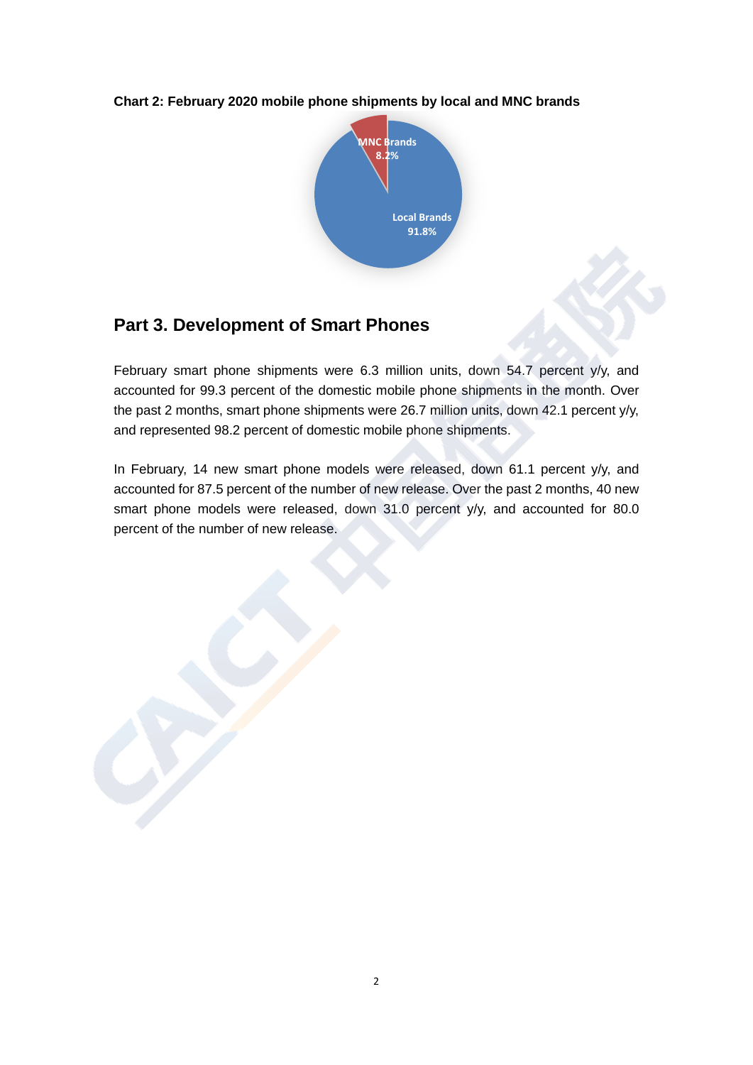**Chart 2: February 2020 mobile phone shipments by local and MNC brands**

MNC Brands
8.2%

Local Brands
91.8%

## Part 3. Development of Smart Phones

February smart phone shipments were 6.3 million units, down 54.7 percent y/y, and accounted for 99.3 percent of the domestic mobile phone shipments in the month. Over the past 2 months, smart phone shipments were 26.7 million units, down 42.1 percent y/y, and represented 98.2 percent of domestic mobile phone shipments.

In February, 14 new smart phone models were released, down 61.1 percent y/y, and accounted for 87.5 percent of the number of new release. Over the past 2 months, 40 new smart phone models were released, down 31.0 percent y/y, and accounted for 80.0 percent of the number of new release.